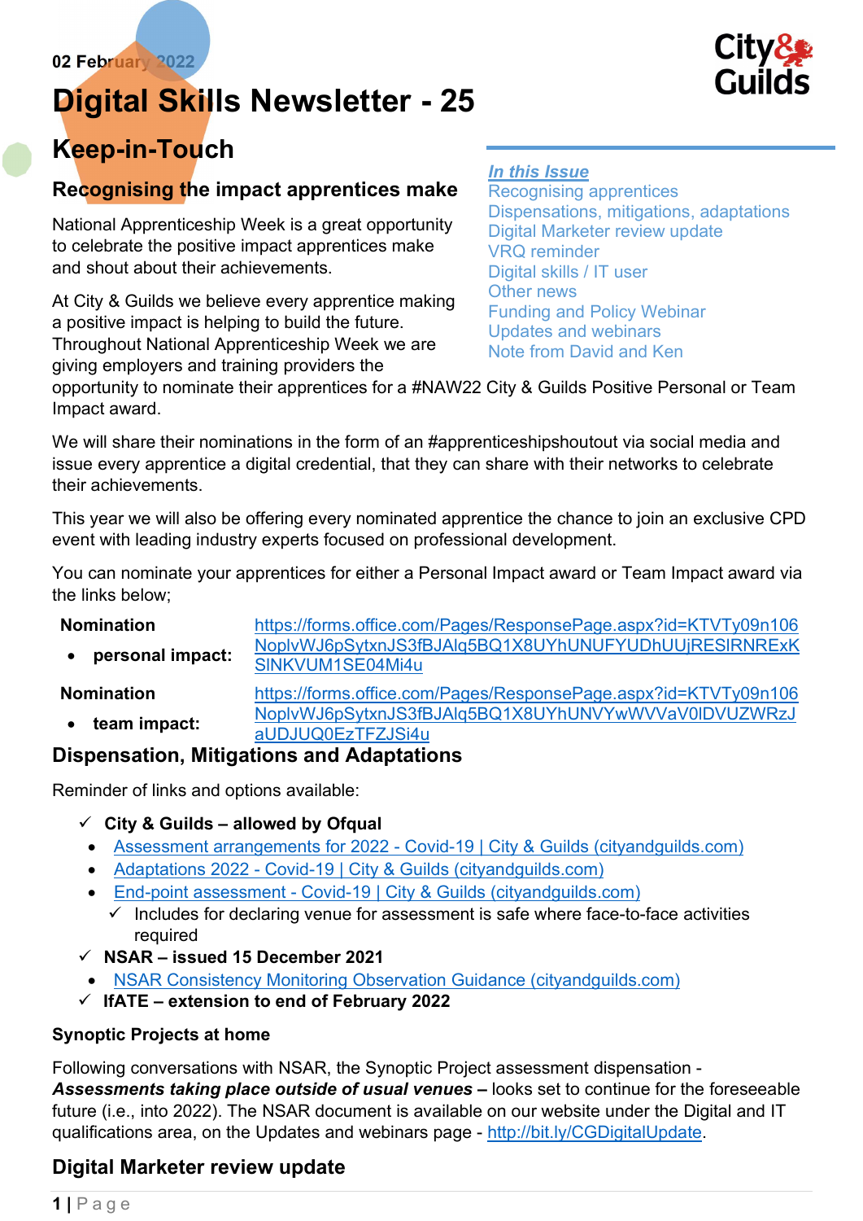02 February 2022

# Digital Skills Newsletter - 25

## Keep-in-Touch

***In this Issue***
- Recognising apprentices
- Dispensations, mitigations, adaptations
- Digital Marketer review update
- VRQ reminder
- Digital skills / IT user
- Other news
- Funding and Policy Webinar
- Updates and webinars
- Note from David and Ken

### Recognising the impact apprentices make

National Apprenticeship Week is a great opportunity to celebrate the positive impact apprentices make and shout about their achievements.

At City & Guilds we believe every apprentice making a positive impact is helping to build the future. Throughout National Apprenticeship Week we are giving employers and training providers the opportunity to nominate their apprentices for a #NAW22 City & Guilds Positive Personal or Team Impact award.

We will share their nominations in the form of an #apprenticeshipshoutout via social media and issue every apprentice a digital credential, that they can share with their networks to celebrate their achievements.

This year we will also be offering every nominated apprentice the chance to join an exclusive CPD event with leading industry experts focused on professional development.

You can nominate your apprentices for either a Personal Impact award or Team Impact award via the links below;

| | |
|---|---|
| **Nomination**<br>• **personal impact:** | https://forms.office.com/Pages/ResponsePage.aspx?id=KTVTy09n106NoplvWJ6pSytxnJS3fBJAlq5BQ1X8UYhUNUFYUDhUUjRESlRNRExKSlNKVUM1SE04Mi4u |
| **Nomination**<br>• **team impact:** | https://forms.office.com/Pages/ResponsePage.aspx?id=KTVTy09n106NoplvWJ6pSytxnJS3fBJAlq5BQ1X8UYhUNVYwWVVaV0lDVUZWRzJaUDJUQ0EzTFZJSi4u |

### Dispensation, Mitigations and Adaptations

Reminder of links and options available:

- ✓ **City & Guilds – allowed by Ofqual**
  - Assessment arrangements for 2022 - Covid-19 | City & Guilds (cityandguilds.com)
  - Adaptations 2022 - Covid-19 | City & Guilds (cityandguilds.com)
  - End-point assessment - Covid-19 | City & Guilds (cityandguilds.com)
    - ✓ Includes for declaring venue for assessment is safe where face-to-face activities required
- ✓ **NSAR – issued 15 December 2021**
  - NSAR Consistency Monitoring Observation Guidance (cityandguilds.com)
- ✓ **IfATE – extension to end of February 2022**

**Synoptic Projects at home**

Following conversations with NSAR, the Synoptic Project assessment dispensation - ***Assessments taking place outside of usual venues –*** looks set to continue for the foreseeable future (i.e., into 2022). The NSAR document is available on our website under the Digital and IT qualifications area, on the Updates and webinars page - http://bit.ly/CGDigitalUpdate.

### Digital Marketer review update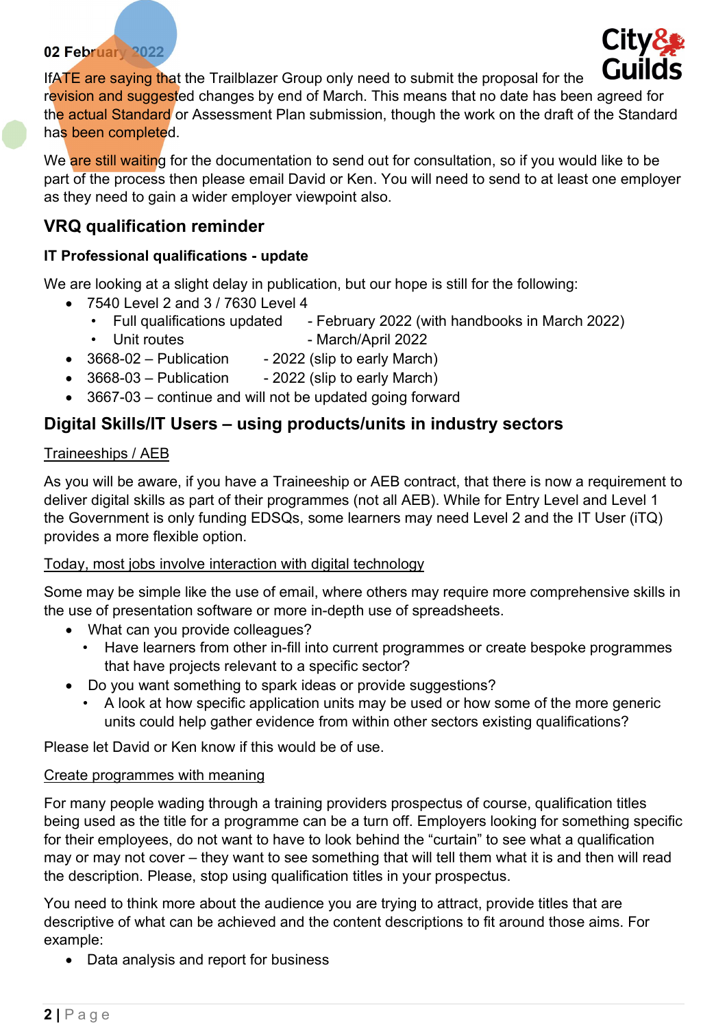**02 February 2022**

IfATE are saying that the Trailblazer Group only need to submit the proposal for the revision and suggested changes by end of March. This means that no date has been agreed for the actual Standard or Assessment Plan submission, though the work on the draft of the Standard has been completed.

We are still waiting for the documentation to send out for consultation, so if you would like to be part of the process then please email David or Ken. You will need to send to at least one employer as they need to gain a wider employer viewpoint also.

## VRQ qualification reminder

### IT Professional qualifications - update

We are looking at a slight delay in publication, but our hope is still for the following:

- 7540 Level 2 and 3 / 7630 Level 4
  - Full qualifications updated - February 2022 (with handbooks in March 2022)
  - Unit routes - March/April 2022
- 3668-02 – Publication - 2022 (slip to early March)
- 3668-03 – Publication - 2022 (slip to early March)
- 3667-03 – continue and will not be updated going forward

## Digital Skills/IT Users – using products/units in industry sectors

Traineeships / AEB

As you will be aware, if you have a Traineeship or AEB contract, that there is now a requirement to deliver digital skills as part of their programmes (not all AEB). While for Entry Level and Level 1 the Government is only funding EDSQs, some learners may need Level 2 and the IT User (iTQ) provides a more flexible option.

Today, most jobs involve interaction with digital technology

Some may be simple like the use of email, where others may require more comprehensive skills in the use of presentation software or more in-depth use of spreadsheets.

- What can you provide colleagues?
  - Have learners from other in-fill into current programmes or create bespoke programmes that have projects relevant to a specific sector?
- Do you want something to spark ideas or provide suggestions?
  - A look at how specific application units may be used or how some of the more generic units could help gather evidence from within other sectors existing qualifications?

Please let David or Ken know if this would be of use.

Create programmes with meaning

For many people wading through a training providers prospectus of course, qualification titles being used as the title for a programme can be a turn off. Employers looking for something specific for their employees, do not want to have to look behind the "curtain" to see what a qualification may or may not cover – they want to see something that will tell them what it is and then will read the description. Please, stop using qualification titles in your prospectus.

You need to think more about the audience you are trying to attract, provide titles that are descriptive of what can be achieved and the content descriptions to fit around those aims. For example:

- Data analysis and report for business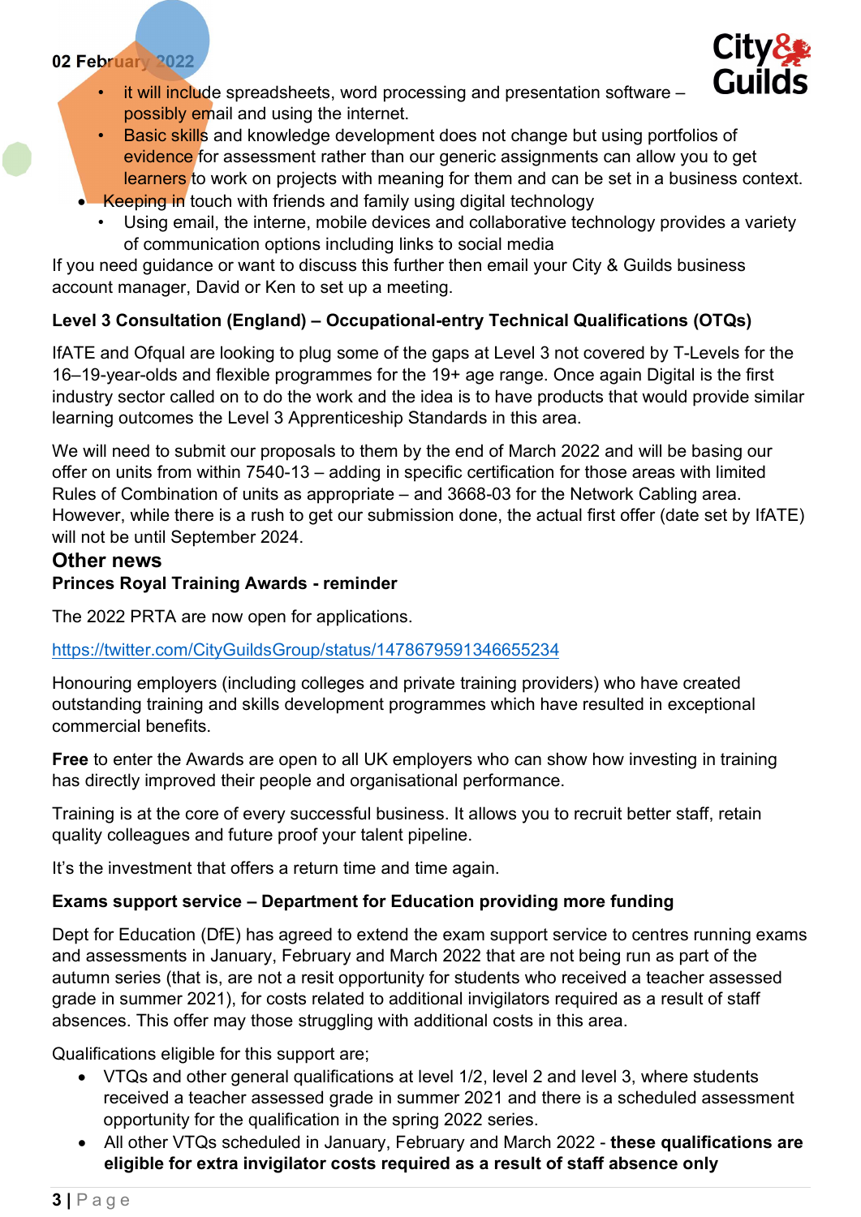- it will include spreadsheets, word processing and presentation software – possibly email and using the internet.
- Basic skills and knowledge development does not change but using portfolios of evidence for assessment rather than our generic assignments can allow you to get learners to work on projects with meaning for them and can be set in a business context.

- Keeping in touch with friends and family using digital technology
  - Using email, the interne, mobile devices and collaborative technology provides a variety of communication options including links to social media

If you need guidance or want to discuss this further then email your City & Guilds business account manager, David or Ken to set up a meeting.

**Level 3 Consultation (England) – Occupational-entry Technical Qualifications (OTQs)**

IfATE and Ofqual are looking to plug some of the gaps at Level 3 not covered by T-Levels for the 16–19-year-olds and flexible programmes for the 19+ age range. Once again Digital is the first industry sector called on to do the work and the idea is to have products that would provide similar learning outcomes the Level 3 Apprenticeship Standards in this area.

We will need to submit our proposals to them by the end of March 2022 and will be basing our offer on units from within 7540-13 – adding in specific certification for those areas with limited Rules of Combination of units as appropriate – and 3668-03 for the Network Cabling area. However, while there is a rush to get our submission done, the actual first offer (date set by IfATE) will not be until September 2024.

## Other news

**Princes Royal Training Awards - reminder**

The 2022 PRTA are now open for applications.

https://twitter.com/CityGuildsGroup/status/1478679591346655234

Honouring employers (including colleges and private training providers) who have created outstanding training and skills development programmes which have resulted in exceptional commercial benefits.

**Free** to enter the Awards are open to all UK employers who can show how investing in training has directly improved their people and organisational performance.

Training is at the core of every successful business. It allows you to recruit better staff, retain quality colleagues and future proof your talent pipeline.

It's the investment that offers a return time and time again.

**Exams support service – Department for Education providing more funding**

Dept for Education (DfE) has agreed to extend the exam support service to centres running exams and assessments in January, February and March 2022 that are not being run as part of the autumn series (that is, are not a resit opportunity for students who received a teacher assessed grade in summer 2021), for costs related to additional invigilators required as a result of staff absences. This offer may those struggling with additional costs in this area.

Qualifications eligible for this support are;

- VTQs and other general qualifications at level 1/2, level 2 and level 3, where students received a teacher assessed grade in summer 2021 and there is a scheduled assessment opportunity for the qualification in the spring 2022 series.
- All other VTQs scheduled in January, February and March 2022 - **these qualifications are eligible for extra invigilator costs required as a result of staff absence only**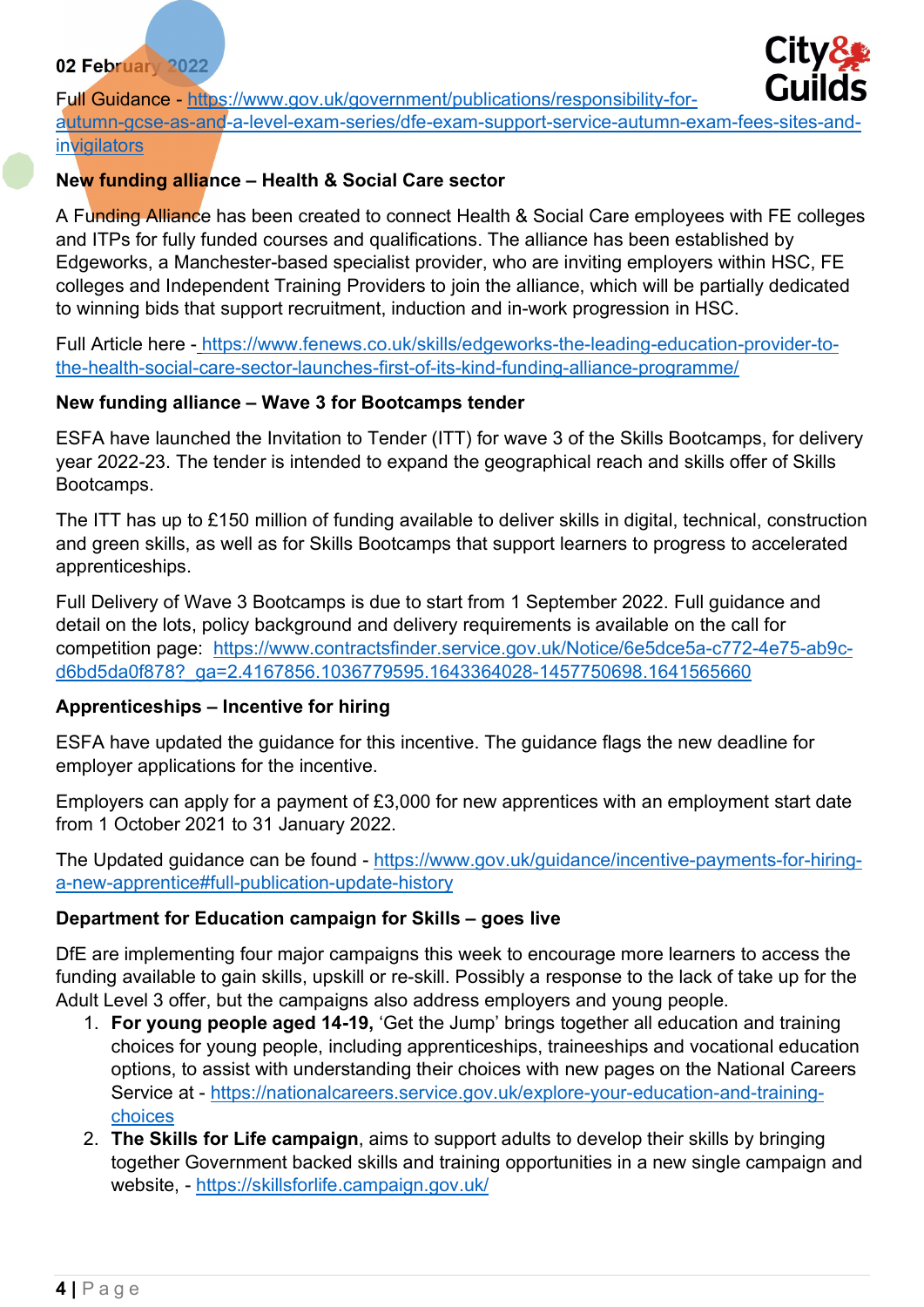**02 February 2022**

Full Guidance - https://www.gov.uk/government/publications/responsibility-for-autumn-gcse-as-and-a-level-exam-series/dfe-exam-support-service-autumn-exam-fees-sites-and-invigilators

**New funding alliance – Health & Social Care sector**

A Funding Alliance has been created to connect Health & Social Care employees with FE colleges and ITPs for fully funded courses and qualifications. The alliance has been established by Edgeworks, a Manchester-based specialist provider, who are inviting employers within HSC, FE colleges and Independent Training Providers to join the alliance, which will be partially dedicated to winning bids that support recruitment, induction and in-work progression in HSC.

Full Article here - https://www.fenews.co.uk/skills/edgeworks-the-leading-education-provider-to-the-health-social-care-sector-launches-first-of-its-kind-funding-alliance-programme/

**New funding alliance – Wave 3 for Bootcamps tender**

ESFA have launched the Invitation to Tender (ITT) for wave 3 of the Skills Bootcamps, for delivery year 2022-23. The tender is intended to expand the geographical reach and skills offer of Skills Bootcamps.

The ITT has up to £150 million of funding available to deliver skills in digital, technical, construction and green skills, as well as for Skills Bootcamps that support learners to progress to accelerated apprenticeships.

Full Delivery of Wave 3 Bootcamps is due to start from 1 September 2022. Full guidance and detail on the lots, policy background and delivery requirements is available on the call for competition page: https://www.contractsfinder.service.gov.uk/Notice/6e5dce5a-c772-4e75-ab9c-d6bd5da0f878?_ga=2.4167856.1036779595.1643364028-1457750698.1641565660

**Apprenticeships – Incentive for hiring**

ESFA have updated the guidance for this incentive. The guidance flags the new deadline for employer applications for the incentive.

Employers can apply for a payment of £3,000 for new apprentices with an employment start date from 1 October 2021 to 31 January 2022.

The Updated guidance can be found - https://www.gov.uk/guidance/incentive-payments-for-hiring-a-new-apprentice#full-publication-update-history

**Department for Education campaign for Skills – goes live**

DfE are implementing four major campaigns this week to encourage more learners to access the funding available to gain skills, upskill or re-skill. Possibly a response to the lack of take up for the Adult Level 3 offer, but the campaigns also address employers and young people.

1. **For young people aged 14-19,** 'Get the Jump' brings together all education and training choices for young people, including apprenticeships, traineeships and vocational education options, to assist with understanding their choices with new pages on the National Careers Service at - https://nationalcareers.service.gov.uk/explore-your-education-and-training-choices
2. **The Skills for Life campaign**, aims to support adults to develop their skills by bringing together Government backed skills and training opportunities in a new single campaign and website, - https://skillsforlife.campaign.gov.uk/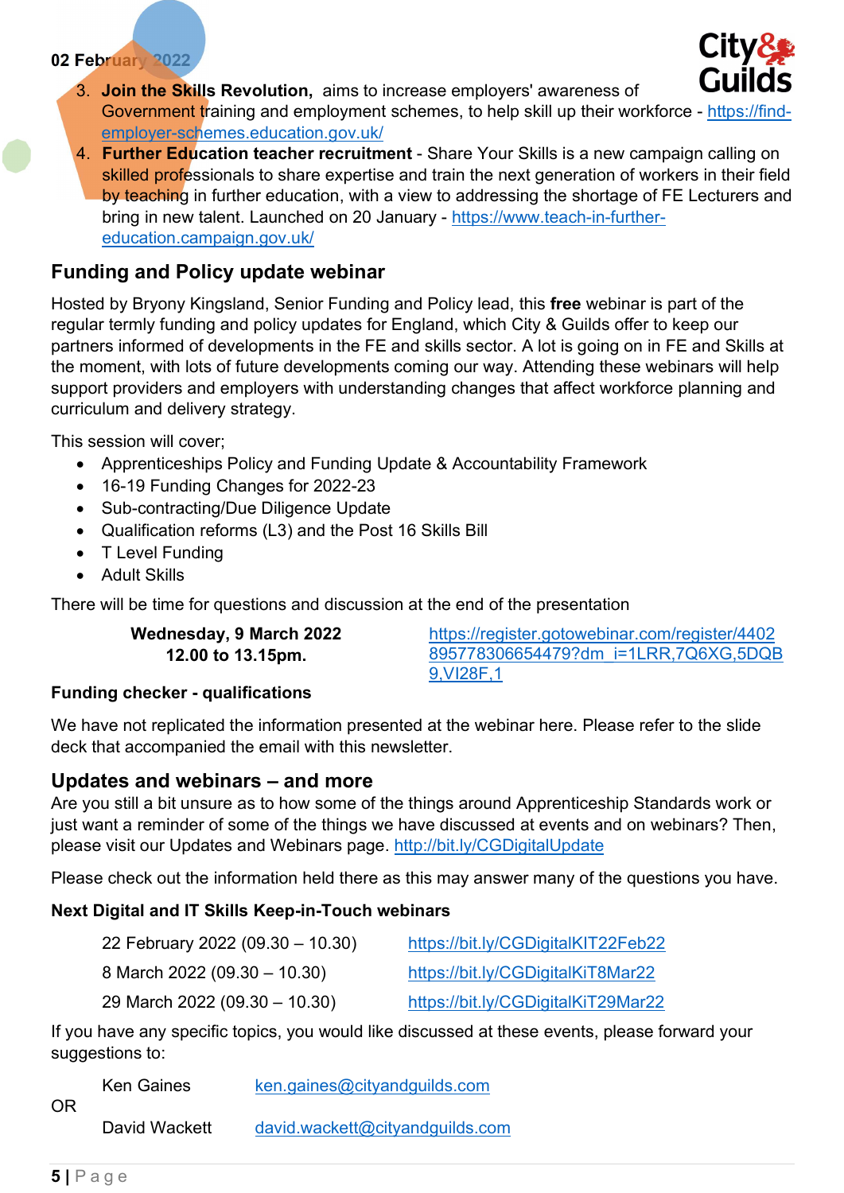3. **Join the Skills Revolution,** aims to increase employers' awareness of Government training and employment schemes, to help skill up their workforce - https://find-employer-schemes.education.gov.uk/
4. **Further Education teacher recruitment** - Share Your Skills is a new campaign calling on skilled professionals to share expertise and train the next generation of workers in their field by teaching in further education, with a view to addressing the shortage of FE Lecturers and bring in new talent. Launched on 20 January - https://www.teach-in-further-education.campaign.gov.uk/

## Funding and Policy update webinar

Hosted by Bryony Kingsland, Senior Funding and Policy lead, this **free** webinar is part of the regular termly funding and policy updates for England, which City & Guilds offer to keep our partners informed of developments in the FE and skills sector. A lot is going on in FE and Skills at the moment, with lots of future developments coming our way. Attending these webinars will help support providers and employers with understanding changes that affect workforce planning and curriculum and delivery strategy.

This session will cover;

- Apprenticeships Policy and Funding Update & Accountability Framework
- 16-19 Funding Changes for 2022-23
- Sub-contracting/Due Diligence Update
- Qualification reforms (L3) and the Post 16 Skills Bill
- T Level Funding
- Adult Skills

There will be time for questions and discussion at the end of the presentation

**Wednesday, 9 March 2022**
**12.00 to 13.15pm.**

https://register.gotowebinar.com/register/4402895778306654479?dm_i=1LRR,7Q6XG,5DQB9,VI28F,1

**Funding checker - qualifications**

We have not replicated the information presented at the webinar here. Please refer to the slide deck that accompanied the email with this newsletter.

## Updates and webinars – and more

Are you still a bit unsure as to how some of the things around Apprenticeship Standards work or just want a reminder of some of the things we have discussed at events and on webinars? Then, please visit our Updates and Webinars page. http://bit.ly/CGDigitalUpdate

Please check out the information held there as this may answer many of the questions you have.

**Next Digital and IT Skills Keep-in-Touch webinars**

| | |
|---|---|
| 22 February 2022 (09.30 – 10.30) | https://bit.ly/CGDigitalKIT22Feb22 |
| 8 March 2022 (09.30 – 10.30) | https://bit.ly/CGDigitalKiT8Mar22 |
| 29 March 2022 (09.30 – 10.30) | https://bit.ly/CGDigitalKiT29Mar22 |

If you have any specific topics, you would like discussed at these events, please forward your suggestions to:

Ken Gaines ken.gaines@cityandguilds.com

OR

David Wackett david.wackett@cityandguilds.com